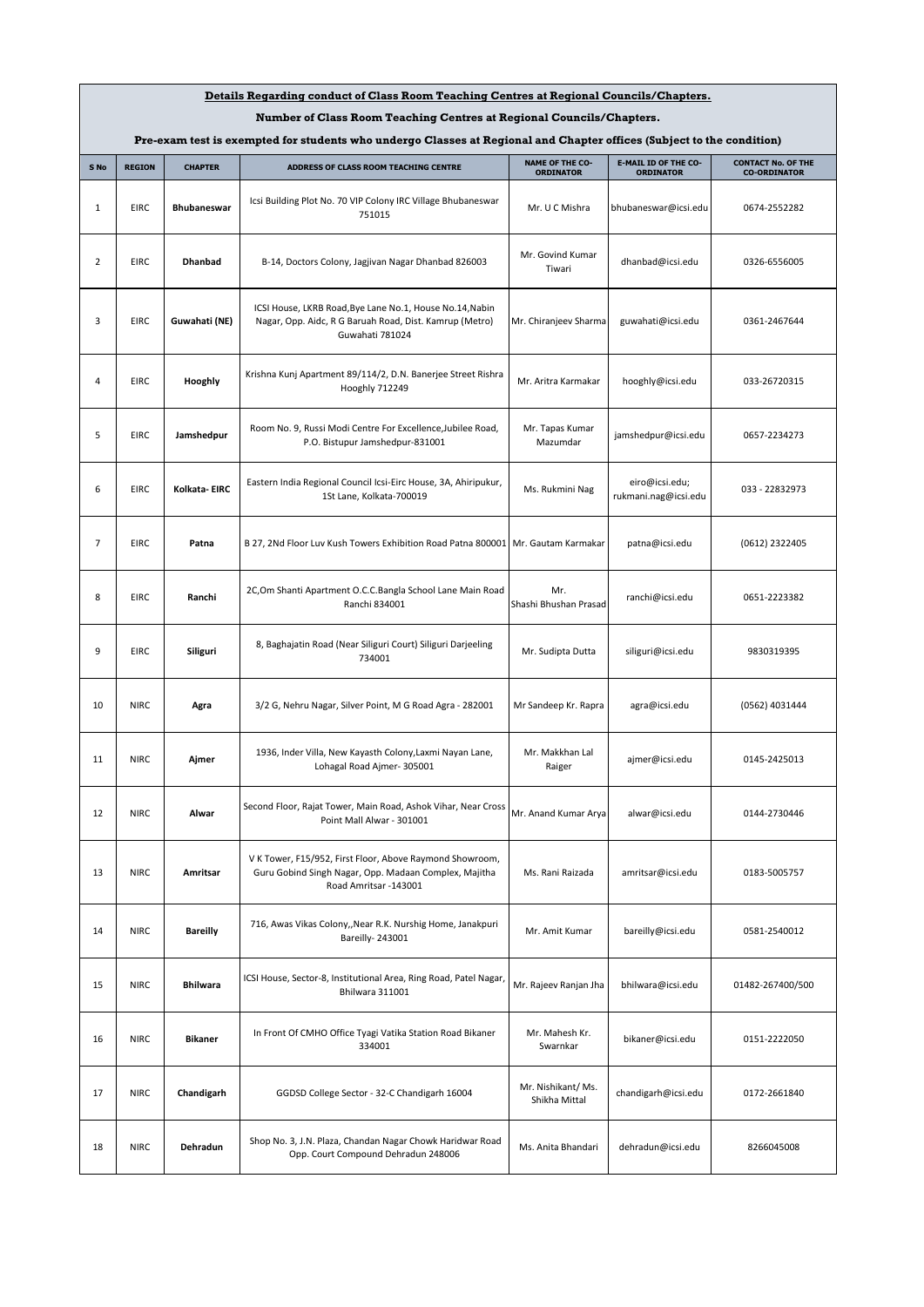**Details Regarding conduct of Class Room Teaching Centres at Regional Councils/Chapters.**

**Number of Class Room Teaching Centres at Regional Councils/Chapters.**

**Pre-exam test is exempted for students who undergo Classes at Regional and Chapter offices (Subject to the condition)**

| S No | REGION | CHAPTER | ADDRESS OF CLASS ROOM TEACHING CENTRE | NAME OF THE CO-ORDINATOR | E-MAIL ID OF THE CO-ORDINATOR | CONTACT No. OF THE CO-ORDINATOR |
|---|---|---|---|---|---|---|
| 1 | EIRC | **Bhubaneswar** | Icsi Building Plot No. 70 VIP Colony IRC Village Bhubaneswar 751015 | Mr. U C Mishra | bhubaneswar@icsi.edu | 0674-2552282 |
| 2 | EIRC | **Dhanbad** | B-14, Doctors Colony, Jagjivan Nagar Dhanbad 826003 | Mr. Govind Kumar Tiwari | dhanbad@icsi.edu | 0326-6556005 |
| 3 | EIRC | **Guwahati (NE)** | ICSI House, LKRB Road,Bye Lane No.1, House No.14,Nabin Nagar, Opp. Aidc, R G Baruah Road, Dist. Kamrup (Metro) Guwahati 781024 | Mr. Chiranjeev Sharma | guwahati@icsi.edu | 0361-2467644 |
| 4 | EIRC | **Hooghly** | Krishna Kunj Apartment 89/114/2, D.N. Banerjee Street Rishra Hooghly 712249 | Mr. Aritra Karmakar | hooghly@icsi.edu | 033-26720315 |
| 5 | EIRC | **Jamshedpur** | Room No. 9, Russi Modi Centre For Excellence,Jubilee Road, P.O. Bistupur Jamshedpur-831001 | Mr. Tapas Kumar Mazumdar | jamshedpur@icsi.edu | 0657-2234273 |
| 6 | EIRC | **Kolkata- EIRC** | Eastern India Regional Council Icsi-Eirc House, 3A, Ahiripukur, 1St Lane, Kolkata-700019 | Ms. Rukmini Nag | eiro@icsi.edu; rukmani.nag@icsi.edu | 033 - 22832973 |
| 7 | EIRC | **Patna** | B 27, 2Nd Floor Luv Kush Towers Exhibition Road Patna 800001 | Mr. Gautam Karmakar | patna@icsi.edu | (0612) 2322405 |
| 8 | EIRC | **Ranchi** | 2C,Om Shanti Apartment O.C.C.Bangla School Lane Main Road Ranchi 834001 | Mr. Shashi Bhushan Prasad | ranchi@icsi.edu | 0651-2223382 |
| 9 | EIRC | **Siliguri** | 8, Baghajatin Road (Near Siliguri Court) Siliguri Darjeeling 734001 | Mr. Sudipta Dutta | siliguri@icsi.edu | 9830319395 |
| 10 | NIRC | **Agra** | 3/2 G, Nehru Nagar, Silver Point, M G Road Agra - 282001 | Mr Sandeep Kr. Rapra | agra@icsi.edu | (0562) 4031444 |
| 11 | NIRC | **Ajmer** | 1936, Inder Villa, New Kayasth Colony,Laxmi Nayan Lane, Lohagal Road Ajmer- 305001 | Mr. Makkhan Lal Raiger | ajmer@icsi.edu | 0145-2425013 |
| 12 | NIRC | **Alwar** | Second Floor, Rajat Tower, Main Road, Ashok Vihar, Near Cross Point Mall Alwar - 301001 | Mr. Anand Kumar Arya | alwar@icsi.edu | 0144-2730446 |
| 13 | NIRC | **Amritsar** | V K Tower, F15/952, First Floor, Above Raymond Showroom, Guru Gobind Singh Nagar, Opp. Madaan Complex, Majitha Road Amritsar -143001 | Ms. Rani Raizada | amritsar@icsi.edu | 0183-5005757 |
| 14 | NIRC | **Bareilly** | 716, Awas Vikas Colony,,Near R.K. Nurshig Home, Janakpuri Bareilly- 243001 | Mr. Amit Kumar | bareilly@icsi.edu | 0581-2540012 |
| 15 | NIRC | **Bhilwara** | ICSI House, Sector-8, Institutional Area, Ring Road, Patel Nagar, Bhilwara 311001 | Mr. Rajeev Ranjan Jha | bhilwara@icsi.edu | 01482-267400/500 |
| 16 | NIRC | **Bikaner** | In Front Of CMHO Office Tyagi Vatika Station Road Bikaner 334001 | Mr. Mahesh Kr. Swarnkar | bikaner@icsi.edu | 0151-2222050 |
| 17 | NIRC | **Chandigarh** | GGDSD College Sector - 32-C Chandigarh 16004 | Mr. Nishikant/ Ms. Shikha Mittal | chandigarh@icsi.edu | 0172-2661840 |
| 18 | NIRC | **Dehradun** | Shop No. 3, J.N. Plaza, Chandan Nagar Chowk Haridwar Road Opp. Court Compound Dehradun 248006 | Ms. Anita Bhandari | dehradun@icsi.edu | 8266045008 |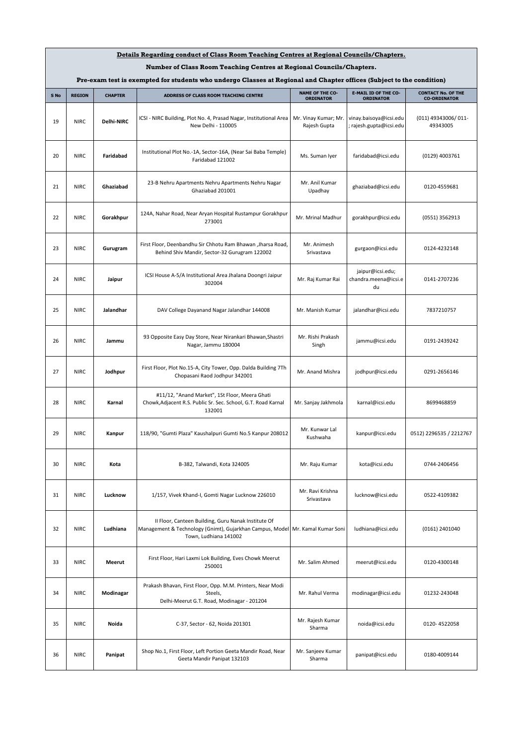**Details Regarding conduct of Class Room Teaching Centres at Regional Councils/Chapters.**

**Number of Class Room Teaching Centres at Regional Councils/Chapters.**

**Pre-exam test is exempted for students who undergo Classes at Regional and Chapter offices (Subject to the condition)**

| S No | REGION | CHAPTER | ADDRESS OF CLASS ROOM TEACHING CENTRE | NAME OF THE CO-ORDINATOR | E-MAIL ID OF THE CO-ORDINATOR | CONTACT No. OF THE CO-ORDINATOR |
|---|---|---|---|---|---|---|
| 19 | NIRC | **Delhi-NIRC** | ICSI - NIRC Building, Plot No. 4, Prasad Nagar, Institutional Area New Delhi - 110005 | Mr. Vinay Kumar; Mr. Rajesh Gupta | vinay.baisoya@icsi.edu ; rajesh.gupta@icsi.edu | (011) 49343006/ 011-49343005 |
| 20 | NIRC | **Faridabad** | Institutional Plot No.-1A, Sector-16A, (Near Sai Baba Temple) Faridabad 121002 | Ms. Suman Iyer | faridabad@icsi.edu | (0129) 4003761 |
| 21 | NIRC | **Ghaziabad** | 23-B Nehru Apartments Nehru Apartments Nehru Nagar Ghaziabad 201001 | Mr. Anil Kumar Upadhay | ghaziabad@icsi.edu | 0120-4559681 |
| 22 | NIRC | **Gorakhpur** | 124A, Nahar Road, Near Aryan Hospital Rustampur Gorakhpur 273001 | Mr. Mrinal Madhur | gorakhpur@icsi.edu | (0551) 3562913 |
| 23 | NIRC | **Gurugram** | First Floor, Deenbandhu Sir Chhotu Ram Bhawan ,Jharsa Road, Behind Shiv Mandir, Sector-32 Gurugram 122002 | Mr. Animesh Srivastava | gurgaon@icsi.edu | 0124-4232148 |
| 24 | NIRC | **Jaipur** | ICSI House A-5/A Institutional Area Jhalana Doongri Jaipur 302004 | Mr. Raj Kumar Rai | jaipur@icsi.edu; chandra.meena@icsi.edu | 0141-2707236 |
| 25 | NIRC | **Jalandhar** | DAV College Dayanand Nagar Jalandhar 144008 | Mr. Manish Kumar | jalandhar@icsi.edu | 7837210757 |
| 26 | NIRC | **Jammu** | 93 Opposite Easy Day Store, Near Nirankari Bhawan,Shastri Nagar, Jammu 180004 | Mr. Rishi Prakash Singh | jammu@icsi.edu | 0191-2439242 |
| 27 | NIRC | **Jodhpur** | First Floor, Plot No.15-A, City Tower, Opp. Dalda Building 7Th Chopasani Raod Jodhpur 342001 | Mr. Anand Mishra | jodhpur@icsi.edu | 0291-2656146 |
| 28 | NIRC | **Karnal** | #11/12, "Anand Market", 1St Floor, Meera Ghati Chowk,Adjacent R.S. Public Sr. Sec. School, G.T. Road Karnal 132001 | Mr. Sanjay Jakhmola | karnal@icsi.edu | 8699468859 |
| 29 | NIRC | **Kanpur** | 118/90, "Gumti Plaza" Kaushalpuri Gumti No.5 Kanpur 208012 | Mr. Kunwar Lal Kushwaha | kanpur@icsi.edu | 0512) 2296535 / 2212767 |
| 30 | NIRC | **Kota** | B-382, Talwandi, Kota 324005 | Mr. Raju Kumar | kota@icsi.edu | 0744-2406456 |
| 31 | NIRC | **Lucknow** | 1/157, Vivek Khand-I, Gomti Nagar Lucknow 226010 | Mr. Ravi Krishna Srivastava | lucknow@icsi.edu | 0522-4109382 |
| 32 | NIRC | **Ludhiana** | II Floor, Canteen Building, Guru Nanak Institute Of Management & Technology (Gnimt), Gujarkhan Campus, Model Town, Ludhiana 141002 | Mr. Kamal Kumar Soni | ludhiana@icsi.edu | (0161) 2401040 |
| 33 | NIRC | **Meerut** | First Floor, Hari Laxmi Lok Building, Eves Chowk Meerut 250001 | Mr. Salim Ahmed | meerut@icsi.edu | 0120-4300148 |
| 34 | NIRC | **Modinagar** | Prakash Bhavan, First Floor, Opp. M.M. Printers, Near Modi Steels, Delhi-Meerut G.T. Road, Modinagar - 201204 | Mr. Rahul Verma | modinagar@icsi.edu | 01232-243048 |
| 35 | NIRC | **Noida** | C-37, Sector - 62, Noida 201301 | Mr. Rajesh Kumar Sharma | noida@icsi.edu | 0120- 4522058 |
| 36 | NIRC | **Panipat** | Shop No.1, First Floor, Left Portion Geeta Mandir Road, Near Geeta Mandir Panipat 132103 | Mr. Sanjeev Kumar Sharma | panipat@icsi.edu | 0180-4009144 |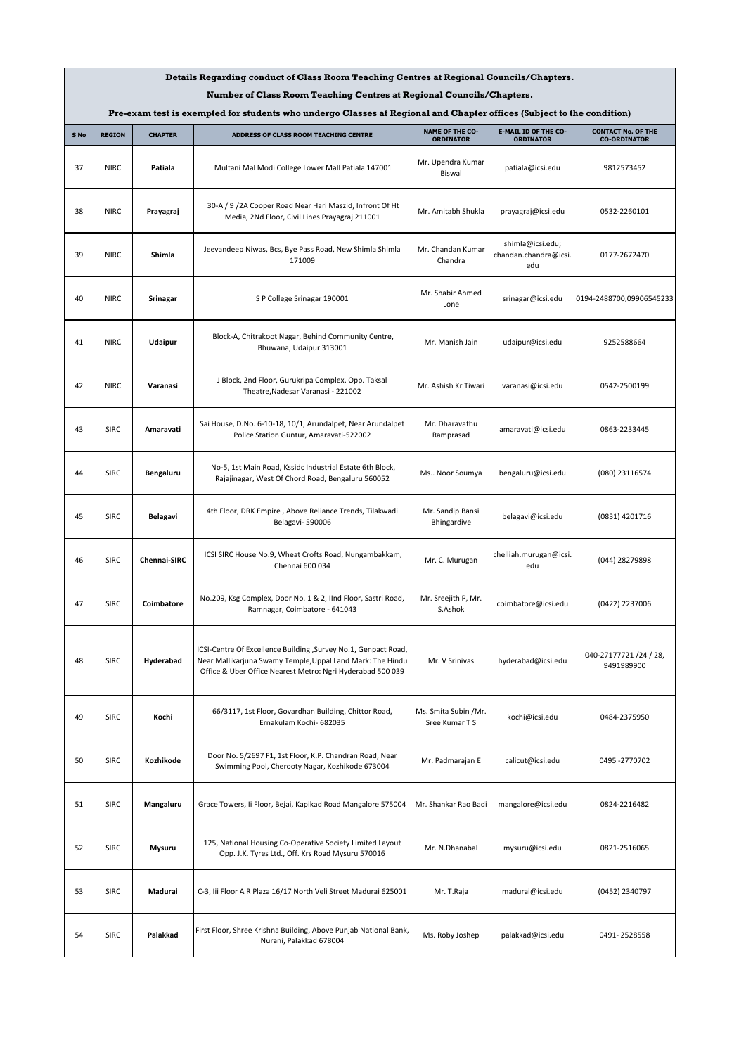**Details Regarding conduct of Class Room Teaching Centres at Regional Councils/Chapters.**

**Number of Class Room Teaching Centres at Regional Councils/Chapters.**

**Pre-exam test is exempted for students who undergo Classes at Regional and Chapter offices (Subject to the condition)**

| S No | REGION | CHAPTER | ADDRESS OF CLASS ROOM TEACHING CENTRE | NAME OF THE CO-ORDINATOR | E-MAIL ID OF THE CO-ORDINATOR | CONTACT No. OF THE CO-ORDINATOR |
|---|---|---|---|---|---|---|
| 37 | NIRC | **Patiala** | Multani Mal Modi College Lower Mall Patiala 147001 | Mr. Upendra Kumar Biswal | patiala@icsi.edu | 9812573452 |
| 38 | NIRC | **Prayagraj** | 30-A / 9 /2A Cooper Road Near Hari Maszid, Infront Of Ht Media, 2Nd Floor, Civil Lines Prayagraj 211001 | Mr. Amitabh Shukla | prayagraj@icsi.edu | 0532-2260101 |
| 39 | NIRC | **Shimla** | Jeevandeep Niwas, Bcs, Bye Pass Road, New Shimla Shimla 171009 | Mr. Chandan Kumar Chandra | shimla@icsi.edu; chandan.chandra@icsi.edu | 0177-2672470 |
| 40 | NIRC | **Srinagar** | S P College Srinagar 190001 | Mr. Shabir Ahmed Lone | srinagar@icsi.edu | 0194-2488700,09906545233 |
| 41 | NIRC | **Udaipur** | Block-A, Chitrakoot Nagar, Behind Community Centre, Bhuwana, Udaipur 313001 | Mr. Manish Jain | udaipur@icsi.edu | 9252588664 |
| 42 | NIRC | **Varanasi** | J Block, 2nd Floor, Gurukripa Complex, Opp. Taksal Theatre,Nadesar Varanasi - 221002 | Mr. Ashish Kr Tiwari | varanasi@icsi.edu | 0542-2500199 |
| 43 | SIRC | **Amaravati** | Sai House, D.No. 6-10-18, 10/1, Arundalpet, Near Arundalpet Police Station Guntur, Amaravati-522002 | Mr. Dharavathu Ramprasad | amaravati@icsi.edu | 0863-2233445 |
| 44 | SIRC | **Bengaluru** | No-5, 1st Main Road, Kssidc Industrial Estate 6th Block, Rajajinagar, West Of Chord Road, Bengaluru 560052 | Ms.. Noor Soumya | bengaluru@icsi.edu | (080) 23116574 |
| 45 | SIRC | **Belagavi** | 4th Floor, DRK Empire , Above Reliance Trends, Tilakwadi Belagavi- 590006 | Mr. Sandip Bansi Bhingardive | belagavi@icsi.edu | (0831) 4201716 |
| 46 | SIRC | **Chennai-SIRC** | ICSI SIRC House No.9, Wheat Crofts Road, Nungambakkam, Chennai 600 034 | Mr. C. Murugan | chelliah.murugan@icsi.edu | (044) 28279898 |
| 47 | SIRC | **Coimbatore** | No.209, Ksg Complex, Door No. 1 & 2, IInd Floor, Sastri Road, Ramnagar, Coimbatore - 641043 | Mr. Sreejith P, Mr. S.Ashok | coimbatore@icsi.edu | (0422) 2237006 |
| 48 | SIRC | **Hyderabad** | ICSI-Centre Of Excellence Building ,Survey No.1, Genpact Road, Near Mallikarjuna Swamy Temple,Uppal Land Mark: The Hindu Office & Uber Office Nearest Metro: Ngri Hyderabad 500 039 | Mr. V Srinivas | hyderabad@icsi.edu | 040-27177721 /24 / 28, 9491989900 |
| 49 | SIRC | **Kochi** | 66/3117, 1st Floor, Govardhan Building, Chittor Road, Ernakulam Kochi- 682035 | Ms. Smita Subin /Mr. Sree Kumar T S | kochi@icsi.edu | 0484-2375950 |
| 50 | SIRC | **Kozhikode** | Door No. 5/2697 F1, 1st Floor, K.P. Chandran Road, Near Swimming Pool, Cherooty Nagar, Kozhikode 673004 | Mr. Padmarajan E | calicut@icsi.edu | 0495 -2770702 |
| 51 | SIRC | **Mangaluru** | Grace Towers, Ii Floor, Bejai, Kapikad Road Mangalore 575004 | Mr. Shankar Rao Badi | mangalore@icsi.edu | 0824-2216482 |
| 52 | SIRC | **Mysuru** | 125, National Housing Co-Operative Society Limited Layout Opp. J.K. Tyres Ltd., Off. Krs Road Mysuru 570016 | Mr. N.Dhanabal | mysuru@icsi.edu | 0821-2516065 |
| 53 | SIRC | **Madurai** | C-3, Iii Floor A R Plaza 16/17 North Veli Street Madurai 625001 | Mr. T.Raja | madurai@icsi.edu | (0452) 2340797 |
| 54 | SIRC | **Palakkad** | First Floor, Shree Krishna Building, Above Punjab National Bank, Nurani, Palakkad 678004 | Ms. Roby Joshep | palakkad@icsi.edu | 0491- 2528558 |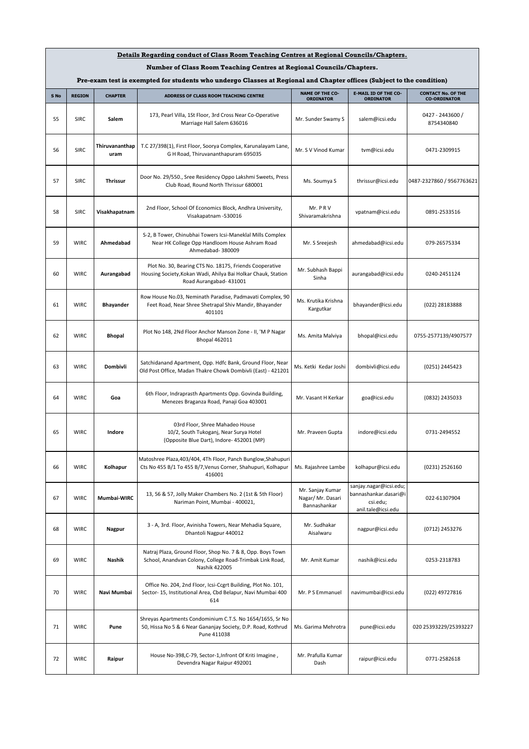**Details Regarding conduct of Class Room Teaching Centres at Regional Councils/Chapters.**

**Number of Class Room Teaching Centres at Regional Councils/Chapters.**

**Pre-exam test is exempted for students who undergo Classes at Regional and Chapter offices (Subject to the condition)**

| S No | REGION | CHAPTER | ADDRESS OF CLASS ROOM TEACHING CENTRE | NAME OF THE CO-ORDINATOR | E-MAIL ID OF THE CO-ORDINATOR | CONTACT No. OF THE CO-ORDINATOR |
|---|---|---|---|---|---|---|
| 55 | SIRC | Salem | 173, Pearl Villa, 1St Floor, 3rd Cross Near Co-Operative Marriage Hall Salem 636016 | Mr. Sunder Swamy S | salem@icsi.edu | 0427 - 2443600 / 8754340840 |
| 56 | SIRC | Thiruvananthapuram | T.C 27/398(1), First Floor, Soorya Complex, Karunalayam Lane, G H Road, Thiruvananthapuram 695035 | Mr. S V Vinod Kumar | tvm@icsi.edu | 0471-2309915 |
| 57 | SIRC | Thrissur | Door No. 29/550., Sree Residency Oppo Lakshmi Sweets, Press Club Road, Round North Thrissur 680001 | Ms. Soumya S | thrissur@icsi.edu | 0487-2327860 / 9567763621 |
| 58 | SIRC | Visakhapatnam | 2nd Floor, School Of Economics Block, Andhra University, Visakapatnam -530016 | Mr. P R V Shivaramakrishna | vpatnam@icsi.edu | 0891-2533516 |
| 59 | WIRC | Ahmedabad | S-2, B Tower, Chinubhai Towers Icsi-Maneklal Mills Complex Near HK College Opp Handloom House Ashram Road Ahmedabad- 380009 | Mr. S Sreejesh | ahmedabad@icsi.edu | 079-26575334 |
| 60 | WIRC | Aurangabad | Plot No. 30, Bearing CTS No. 18175, Friends Cooperative Housing Society,Kokan Wadi, Ahilya Bai Holkar Chauk, Station Road Aurangabad- 431001 | Mr. Subhash Bappi Sinha | aurangabad@icsi.edu | 0240-2451124 |
| 61 | WIRC | Bhayander | Row House No.03, Neminath Paradise, Padmavati Complex, 90 Feet Road, Near Shree Shetrapal Shiv Mandir, Bhayander 401101 | Ms. Krutika Krishna Kargutkar | bhayander@icsi.edu | (022) 28183888 |
| 62 | WIRC | Bhopal | Plot No 148, 2Nd Floor Anchor Manson Zone - II, 'M P Nagar Bhopal 462011 | Ms. Amita Malviya | bhopal@icsi.edu | 0755-2577139/4907577 |
| 63 | WIRC | Dombivli | Satchidanand Apartment, Opp. Hdfc Bank, Ground Floor, Near Old Post Office, Madan Thakre Chowk Dombivli (East) - 421201 | Ms. Ketki Kedar Joshi | dombivli@icsi.edu | (0251) 2445423 |
| 64 | WIRC | Goa | 6th Floor, Indraprasth Apartments Opp. Govinda Building, Menezes Braganza Road, Panaji Goa 403001 | Mr. Vasant H Kerkar | goa@icsi.edu | (0832) 2435033 |
| 65 | WIRC | Indore | 03rd Floor, Shree Mahadeo House 10/2, South Tukoganj, Near Surya Hotel (Opposite Blue Dart), Indore- 452001 (MP) | Mr. Praveen Gupta | indore@icsi.edu | 0731-2494552 |
| 66 | WIRC | Kolhapur | Matoshree Plaza,403/404, 4Th Floor, Panch Bunglow,Shahupuri Cts No 455 B/1 To 455 B/7,Venus Corner, Shahupuri, Kolhapur 416001 | Ms. Rajashree Lambe | kolhapur@icsi.edu | (0231) 2526160 |
| 67 | WIRC | Mumbai-WIRC | 13, 56 & 57, Jolly Maker Chambers No. 2 (1st & 5th Floor) Nariman Point, Mumbai - 400021, | Mr. Sanjay Kumar Nagar/ Mr. Dasari Bannashankar | sanjay.nagar@icsi.edu; bannashankar.dasari@icsi.edu; anil.tale@icsi.edu | 022-61307904 |
| 68 | WIRC | Nagpur | 3 - A, 3rd. Floor, Avinisha Towers, Near Mehadia Square, Dhantoli Nagpur 440012 | Mr. Sudhakar Aisalwaru | nagpur@icsi.edu | (0712) 2453276 |
| 69 | WIRC | Nashik | Natraj Plaza, Ground Floor, Shop No. 7 & 8, Opp. Boys Town School, Anandvan Colony, College Road-Trimbak Link Road, Nashik 422005 | Mr. Amit Kumar | nashik@icsi.edu | 0253-2318783 |
| 70 | WIRC | Navi Mumbai | Office No. 204, 2nd Floor, Icsi-Ccgrt Building, Plot No. 101, Sector- 15, Institutional Area, Cbd Belapur, Navi Mumbai 400 614 | Mr. P S Emmanuel | navimumbai@icsi.edu | (022) 49727816 |
| 71 | WIRC | Pune | Shreyas Apartments Condominium C.T.S. No 1654/1655, Sr No 50, Hissa No 5 & 6 Near Gananjay Society, D.P. Road, Kothrud Pune 411038 | Ms. Garima Mehrotra | pune@icsi.edu | 020 25393229/25393227 |
| 72 | WIRC | Raipur | House No-398,C-79, Sector-1,Infront Of Kriti Imagine , Devendra Nagar Raipur 492001 | Mr. Prafulla Kumar Dash | raipur@icsi.edu | 0771-2582618 |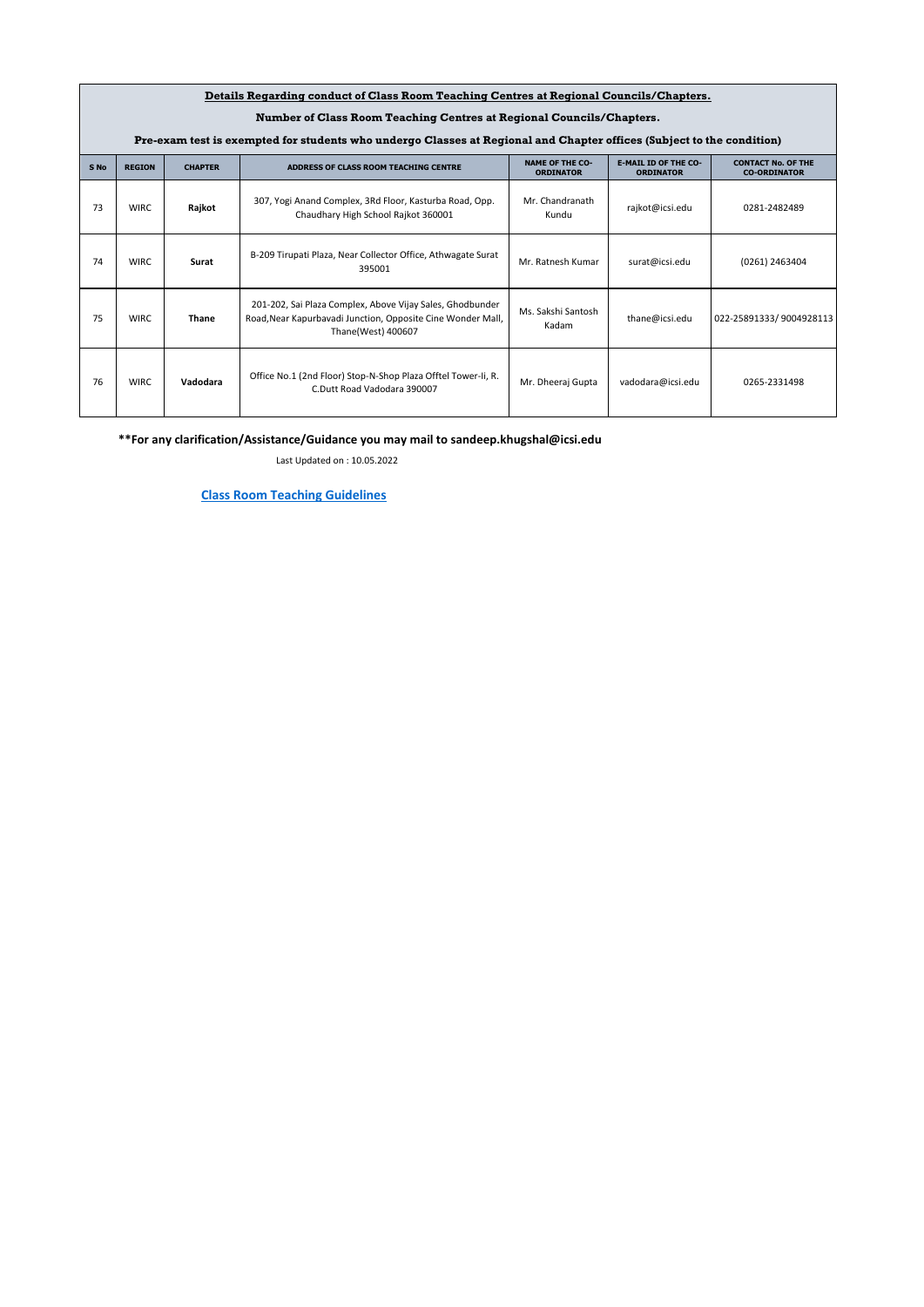**Details Regarding conduct of Class Room Teaching Centres at Regional Councils/Chapters.**

**Number of Class Room Teaching Centres at Regional Councils/Chapters.**

**Pre-exam test is exempted for students who undergo Classes at Regional and Chapter offices (Subject to the condition)**

| S No | REGION | CHAPTER | ADDRESS OF CLASS ROOM TEACHING CENTRE | NAME OF THE CO-ORDINATOR | E-MAIL ID OF THE CO-ORDINATOR | CONTACT No. OF THE CO-ORDINATOR |
|---|---|---|---|---|---|---|
| 73 | WIRC | **Rajkot** | 307, Yogi Anand Complex, 3Rd Floor, Kasturba Road, Opp. Chaudhary High School Rajkot 360001 | Mr. Chandranath Kundu | rajkot@icsi.edu | 0281-2482489 |
| 74 | WIRC | **Surat** | B-209 Tirupati Plaza, Near Collector Office, Athwagate Surat 395001 | Mr. Ratnesh Kumar | surat@icsi.edu | (0261) 2463404 |
| 75 | WIRC | **Thane** | 201-202, Sai Plaza Complex, Above Vijay Sales, Ghodbunder Road,Near Kapurbavadi Junction, Opposite Cine Wonder Mall, Thane(West) 400607 | Ms. Sakshi Santosh Kadam | thane@icsi.edu | 022-25891333/ 9004928113 |
| 76 | WIRC | **Vadodara** | Office No.1 (2nd Floor) Stop-N-Shop Plaza Offtel Tower-Ii, R. C.Dutt Road Vadodara 390007 | Mr. Dheeraj Gupta | vadodara@icsi.edu | 0265-2331498 |

**For any clarification/Assistance/Guidance you may mail to sandeep.khugshal@icsi.edu**

Last Updated on : 10.05.2022

**Class Room Teaching Guidelines**